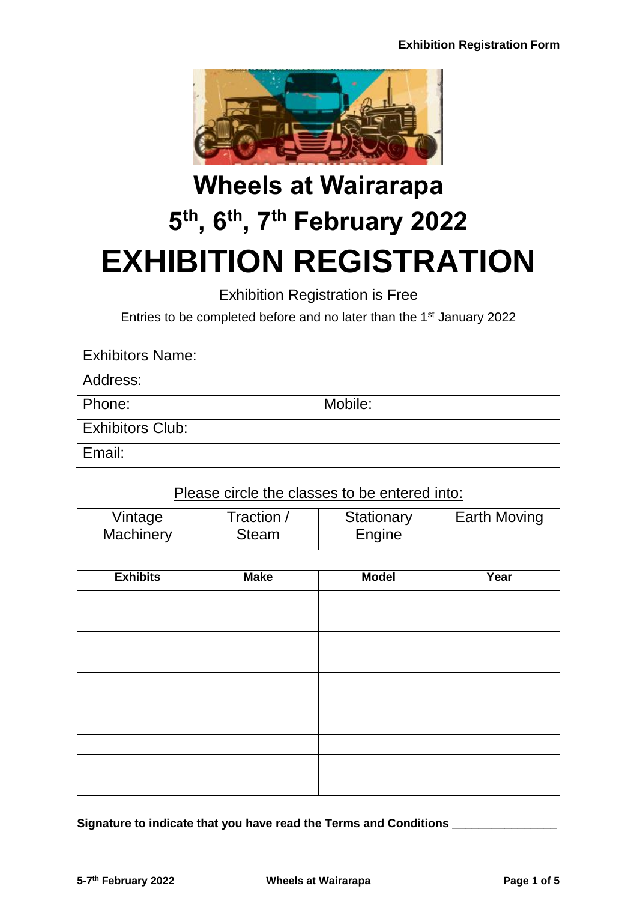# Wheels at Wairarapa

# 5th, 6th, 7th February 2022

# EXHIBITION REGISTRATION

Exhibition Registration is Free

Entries to be completed before and no later than the 1st January 2022

Exhibitors Name:

Address:

| Phone: | Mobile: |
|---|---|

Exhibitors Club:

Email:

Please circle the classes to be entered into:

| Vintage Machinery | Traction / Steam | Stationary Engine | Earth Moving |
|---|---|---|---|

| Exhibits | Make | Model | Year |
|---|---|---|---|
| | | | |
| | | | |
| | | | |
| | | | |
| | | | |
| | | | |
| | | | |
| | | | |
| | | | |
| | | | |

**Signature to indicate that you have read the Terms and Conditions \_\_\_\_\_\_\_\_\_\_\_\_\_\_\_\_**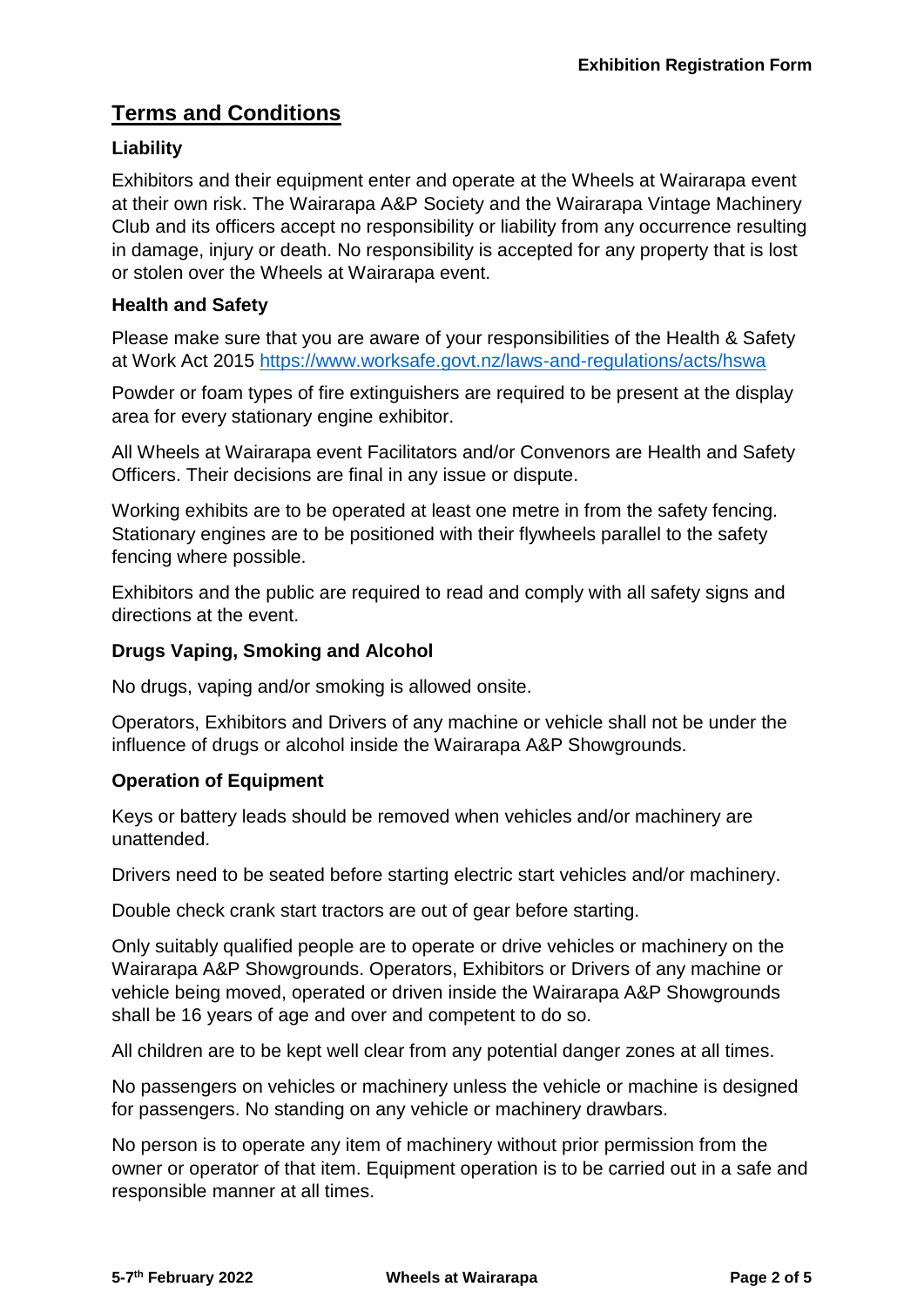## Terms and Conditions

### Liability

Exhibitors and their equipment enter and operate at the Wheels at Wairarapa event at their own risk. The Wairarapa A&P Society and the Wairarapa Vintage Machinery Club and its officers accept no responsibility or liability from any occurrence resulting in damage, injury or death. No responsibility is accepted for any property that is lost or stolen over the Wheels at Wairarapa event.

### Health and Safety

Please make sure that you are aware of your responsibilities of the Health & Safety at Work Act 2015 https://www.worksafe.govt.nz/laws-and-regulations/acts/hswa

Powder or foam types of fire extinguishers are required to be present at the display area for every stationary engine exhibitor.

All Wheels at Wairarapa event Facilitators and/or Convenors are Health and Safety Officers. Their decisions are final in any issue or dispute.

Working exhibits are to be operated at least one metre in from the safety fencing. Stationary engines are to be positioned with their flywheels parallel to the safety fencing where possible.

Exhibitors and the public are required to read and comply with all safety signs and directions at the event.

### Drugs Vaping, Smoking and Alcohol

No drugs, vaping and/or smoking is allowed onsite.

Operators, Exhibitors and Drivers of any machine or vehicle shall not be under the influence of drugs or alcohol inside the Wairarapa A&P Showgrounds.

### Operation of Equipment

Keys or battery leads should be removed when vehicles and/or machinery are unattended.

Drivers need to be seated before starting electric start vehicles and/or machinery.

Double check crank start tractors are out of gear before starting.

Only suitably qualified people are to operate or drive vehicles or machinery on the Wairarapa A&P Showgrounds. Operators, Exhibitors or Drivers of any machine or vehicle being moved, operated or driven inside the Wairarapa A&P Showgrounds shall be 16 years of age and over and competent to do so.

All children are to be kept well clear from any potential danger zones at all times.

No passengers on vehicles or machinery unless the vehicle or machine is designed for passengers. No standing on any vehicle or machinery drawbars.

No person is to operate any item of machinery without prior permission from the owner or operator of that item. Equipment operation is to be carried out in a safe and responsible manner at all times.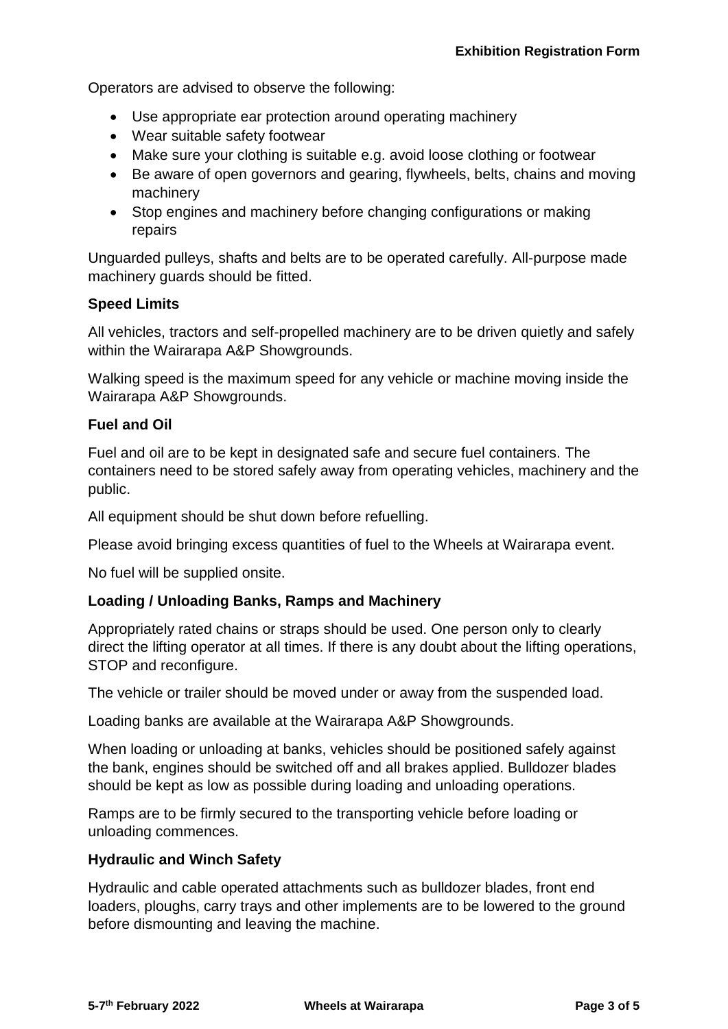Operators are advised to observe the following:

- Use appropriate ear protection around operating machinery
- Wear suitable safety footwear
- Make sure your clothing is suitable e.g. avoid loose clothing or footwear
- Be aware of open governors and gearing, flywheels, belts, chains and moving machinery
- Stop engines and machinery before changing configurations or making repairs

Unguarded pulleys, shafts and belts are to be operated carefully. All-purpose made machinery guards should be fitted.

**Speed Limits**

All vehicles, tractors and self-propelled machinery are to be driven quietly and safely within the Wairarapa A&P Showgrounds.

Walking speed is the maximum speed for any vehicle or machine moving inside the Wairarapa A&P Showgrounds.

**Fuel and Oil**

Fuel and oil are to be kept in designated safe and secure fuel containers. The containers need to be stored safely away from operating vehicles, machinery and the public.

All equipment should be shut down before refuelling.

Please avoid bringing excess quantities of fuel to the Wheels at Wairarapa event.

No fuel will be supplied onsite.

**Loading / Unloading Banks, Ramps and Machinery**

Appropriately rated chains or straps should be used. One person only to clearly direct the lifting operator at all times. If there is any doubt about the lifting operations, STOP and reconfigure.

The vehicle or trailer should be moved under or away from the suspended load.

Loading banks are available at the Wairarapa A&P Showgrounds.

When loading or unloading at banks, vehicles should be positioned safely against the bank, engines should be switched off and all brakes applied. Bulldozer blades should be kept as low as possible during loading and unloading operations.

Ramps are to be firmly secured to the transporting vehicle before loading or unloading commences.

**Hydraulic and Winch Safety**

Hydraulic and cable operated attachments such as bulldozer blades, front end loaders, ploughs, carry trays and other implements are to be lowered to the ground before dismounting and leaving the machine.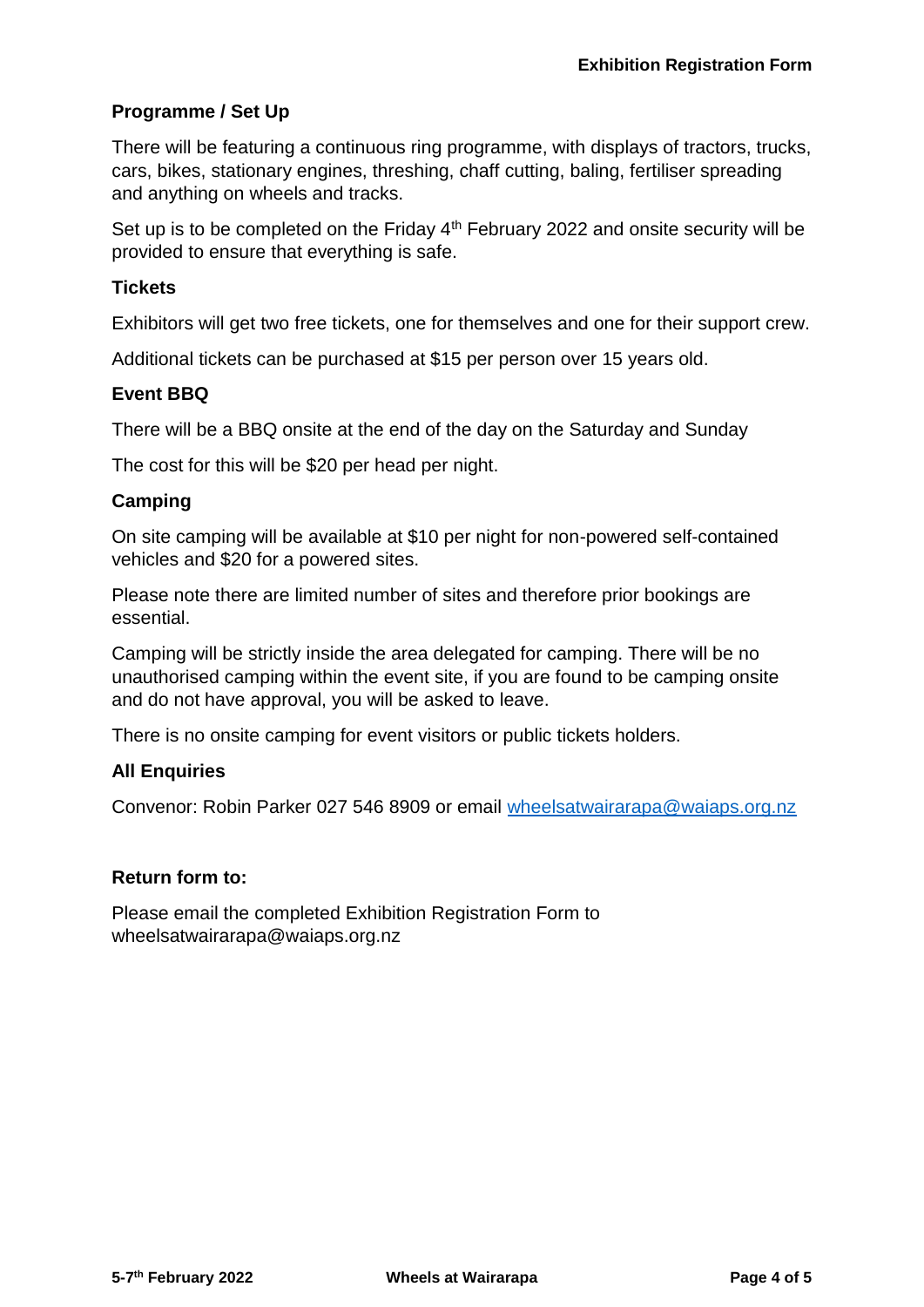## Programme / Set Up

There will be featuring a continuous ring programme, with displays of tractors, trucks, cars, bikes, stationary engines, threshing, chaff cutting, baling, fertiliser spreading and anything on wheels and tracks.

Set up is to be completed on the Friday 4th February 2022 and onsite security will be provided to ensure that everything is safe.

## Tickets

Exhibitors will get two free tickets, one for themselves and one for their support crew.

Additional tickets can be purchased at $15 per person over 15 years old.

## Event BBQ

There will be a BBQ onsite at the end of the day on the Saturday and Sunday

The cost for this will be $20 per head per night.

## Camping

On site camping will be available at $10 per night for non-powered self-contained vehicles and $20 for a powered sites.

Please note there are limited number of sites and therefore prior bookings are essential.

Camping will be strictly inside the area delegated for camping. There will be no unauthorised camping within the event site, if you are found to be camping onsite and do not have approval, you will be asked to leave.

There is no onsite camping for event visitors or public tickets holders.

## All Enquiries

Convenor: Robin Parker 027 546 8909 or email wheelsatwairarapa@waiaps.org.nz

## Return form to:

Please email the completed Exhibition Registration Form to wheelsatwairarapa@waiaps.org.nz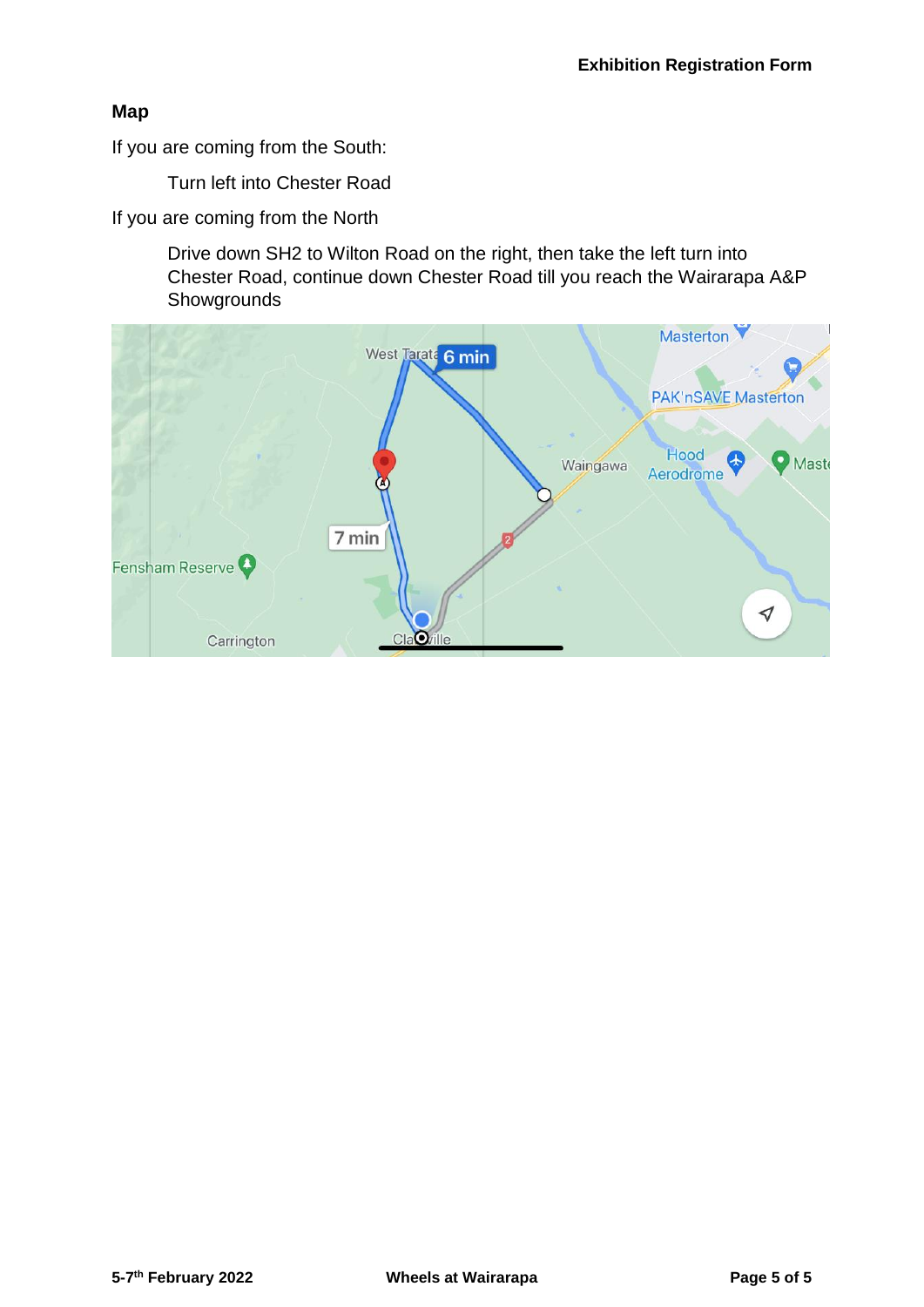## Map

If you are coming from the South:

> Turn left into Chester Road

If you are coming from the North

> Drive down SH2 to Wilton Road on the right, then take the left turn into Chester Road, continue down Chester Road till you reach the Wairarapa A&P Showgrounds